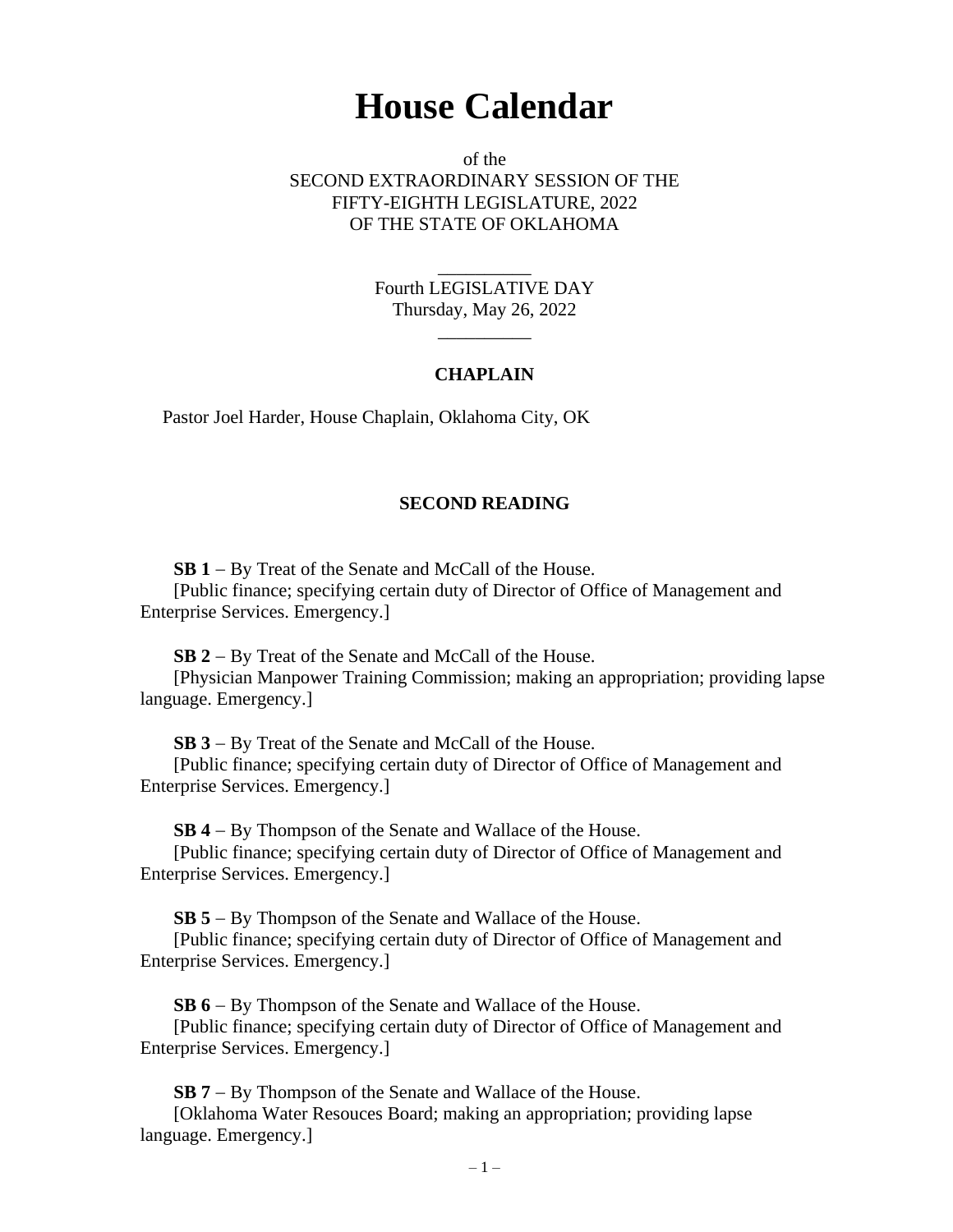# House Calendar

of the
SECOND EXTRAORDINARY SESSION OF THE
FIFTY-EIGHTH LEGISLATURE, 2022
OF THE STATE OF OKLAHOMA

__________

Fourth LEGISLATIVE DAY
Thursday, May 26, 2022

__________

### CHAPLAIN

Pastor Joel Harder, House Chaplain, Oklahoma City, OK

### SECOND READING

**SB 1** – By Treat of the Senate and McCall of the House.
[Public finance; specifying certain duty of Director of Office of Management and Enterprise Services. Emergency.]

**SB 2** – By Treat of the Senate and McCall of the House.
[Physician Manpower Training Commission; making an appropriation; providing lapse language. Emergency.]

**SB 3** – By Treat of the Senate and McCall of the House.
[Public finance; specifying certain duty of Director of Office of Management and Enterprise Services. Emergency.]

**SB 4** – By Thompson of the Senate and Wallace of the House.
[Public finance; specifying certain duty of Director of Office of Management and Enterprise Services. Emergency.]

**SB 5** – By Thompson of the Senate and Wallace of the House.
[Public finance; specifying certain duty of Director of Office of Management and Enterprise Services. Emergency.]

**SB 6** – By Thompson of the Senate and Wallace of the House.
[Public finance; specifying certain duty of Director of Office of Management and Enterprise Services. Emergency.]

**SB 7** – By Thompson of the Senate and Wallace of the House.
[Oklahoma Water Resouces Board; making an appropriation; providing lapse language. Emergency.]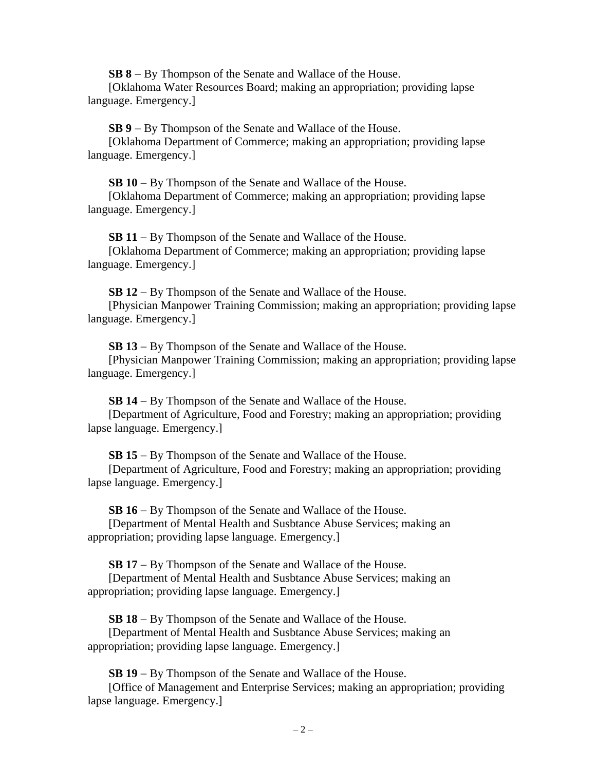**SB 8** – By Thompson of the Senate and Wallace of the House.
[Oklahoma Water Resources Board; making an appropriation; providing lapse language. Emergency.]

**SB 9** – By Thompson of the Senate and Wallace of the House.
[Oklahoma Department of Commerce; making an appropriation; providing lapse language. Emergency.]

**SB 10** – By Thompson of the Senate and Wallace of the House.
[Oklahoma Department of Commerce; making an appropriation; providing lapse language. Emergency.]

**SB 11** – By Thompson of the Senate and Wallace of the House.
[Oklahoma Department of Commerce; making an appropriation; providing lapse language. Emergency.]

**SB 12** – By Thompson of the Senate and Wallace of the House.
[Physician Manpower Training Commission; making an appropriation; providing lapse language. Emergency.]

**SB 13** – By Thompson of the Senate and Wallace of the House.
[Physician Manpower Training Commission; making an appropriation; providing lapse language. Emergency.]

**SB 14** – By Thompson of the Senate and Wallace of the House.
[Department of Agriculture, Food and Forestry; making an appropriation; providing lapse language. Emergency.]

**SB 15** – By Thompson of the Senate and Wallace of the House.
[Department of Agriculture, Food and Forestry; making an appropriation; providing lapse language. Emergency.]

**SB 16** – By Thompson of the Senate and Wallace of the House.
[Department of Mental Health and Susbtance Abuse Services; making an appropriation; providing lapse language. Emergency.]

**SB 17** – By Thompson of the Senate and Wallace of the House.
[Department of Mental Health and Susbtance Abuse Services; making an appropriation; providing lapse language. Emergency.]

**SB 18** – By Thompson of the Senate and Wallace of the House.
[Department of Mental Health and Susbtance Abuse Services; making an appropriation; providing lapse language. Emergency.]

**SB 19** – By Thompson of the Senate and Wallace of the House.
[Office of Management and Enterprise Services; making an appropriation; providing lapse language. Emergency.]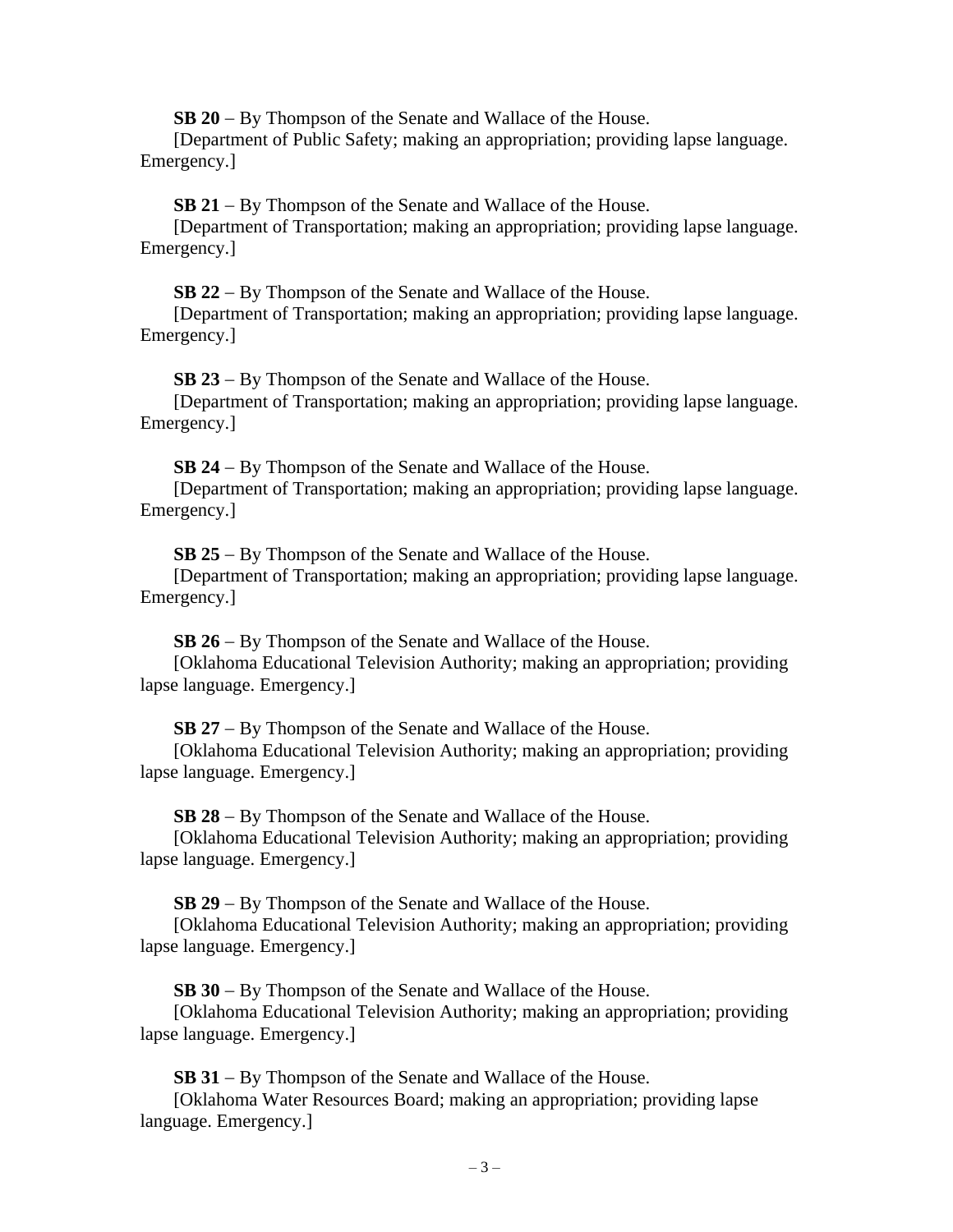**SB 20** – By Thompson of the Senate and Wallace of the House.
[Department of Public Safety; making an appropriation; providing lapse language. Emergency.]

**SB 21** – By Thompson of the Senate and Wallace of the House.
[Department of Transportation; making an appropriation; providing lapse language. Emergency.]

**SB 22** – By Thompson of the Senate and Wallace of the House.
[Department of Transportation; making an appropriation; providing lapse language. Emergency.]

**SB 23** – By Thompson of the Senate and Wallace of the House.
[Department of Transportation; making an appropriation; providing lapse language. Emergency.]

**SB 24** – By Thompson of the Senate and Wallace of the House.
[Department of Transportation; making an appropriation; providing lapse language. Emergency.]

**SB 25** – By Thompson of the Senate and Wallace of the House.
[Department of Transportation; making an appropriation; providing lapse language. Emergency.]

**SB 26** – By Thompson of the Senate and Wallace of the House.
[Oklahoma Educational Television Authority; making an appropriation; providing lapse language. Emergency.]

**SB 27** – By Thompson of the Senate and Wallace of the House.
[Oklahoma Educational Television Authority; making an appropriation; providing lapse language. Emergency.]

**SB 28** – By Thompson of the Senate and Wallace of the House.
[Oklahoma Educational Television Authority; making an appropriation; providing lapse language. Emergency.]

**SB 29** – By Thompson of the Senate and Wallace of the House.
[Oklahoma Educational Television Authority; making an appropriation; providing lapse language. Emergency.]

**SB 30** – By Thompson of the Senate and Wallace of the House.
[Oklahoma Educational Television Authority; making an appropriation; providing lapse language. Emergency.]

**SB 31** – By Thompson of the Senate and Wallace of the House.
[Oklahoma Water Resources Board; making an appropriation; providing lapse language. Emergency.]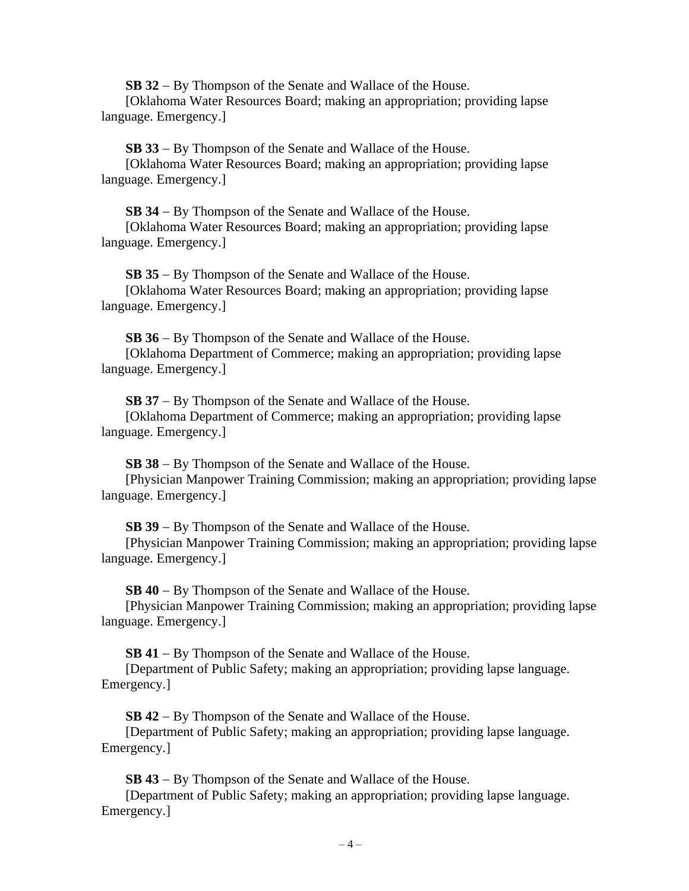**SB 32** – By Thompson of the Senate and Wallace of the House.
[Oklahoma Water Resources Board; making an appropriation; providing lapse language. Emergency.]

**SB 33** – By Thompson of the Senate and Wallace of the House.
[Oklahoma Water Resources Board; making an appropriation; providing lapse language. Emergency.]

**SB 34** – By Thompson of the Senate and Wallace of the House.
[Oklahoma Water Resources Board; making an appropriation; providing lapse language. Emergency.]

**SB 35** – By Thompson of the Senate and Wallace of the House.
[Oklahoma Water Resources Board; making an appropriation; providing lapse language. Emergency.]

**SB 36** – By Thompson of the Senate and Wallace of the House.
[Oklahoma Department of Commerce; making an appropriation; providing lapse language. Emergency.]

**SB 37** – By Thompson of the Senate and Wallace of the House.
[Oklahoma Department of Commerce; making an appropriation; providing lapse language. Emergency.]

**SB 38** – By Thompson of the Senate and Wallace of the House.
[Physician Manpower Training Commission; making an appropriation; providing lapse language. Emergency.]

**SB 39** – By Thompson of the Senate and Wallace of the House.
[Physician Manpower Training Commission; making an appropriation; providing lapse language. Emergency.]

**SB 40** – By Thompson of the Senate and Wallace of the House.
[Physician Manpower Training Commission; making an appropriation; providing lapse language. Emergency.]

**SB 41** – By Thompson of the Senate and Wallace of the House.
[Department of Public Safety; making an appropriation; providing lapse language. Emergency.]

**SB 42** – By Thompson of the Senate and Wallace of the House.
[Department of Public Safety; making an appropriation; providing lapse language. Emergency.]

**SB 43** – By Thompson of the Senate and Wallace of the House.
[Department of Public Safety; making an appropriation; providing lapse language. Emergency.]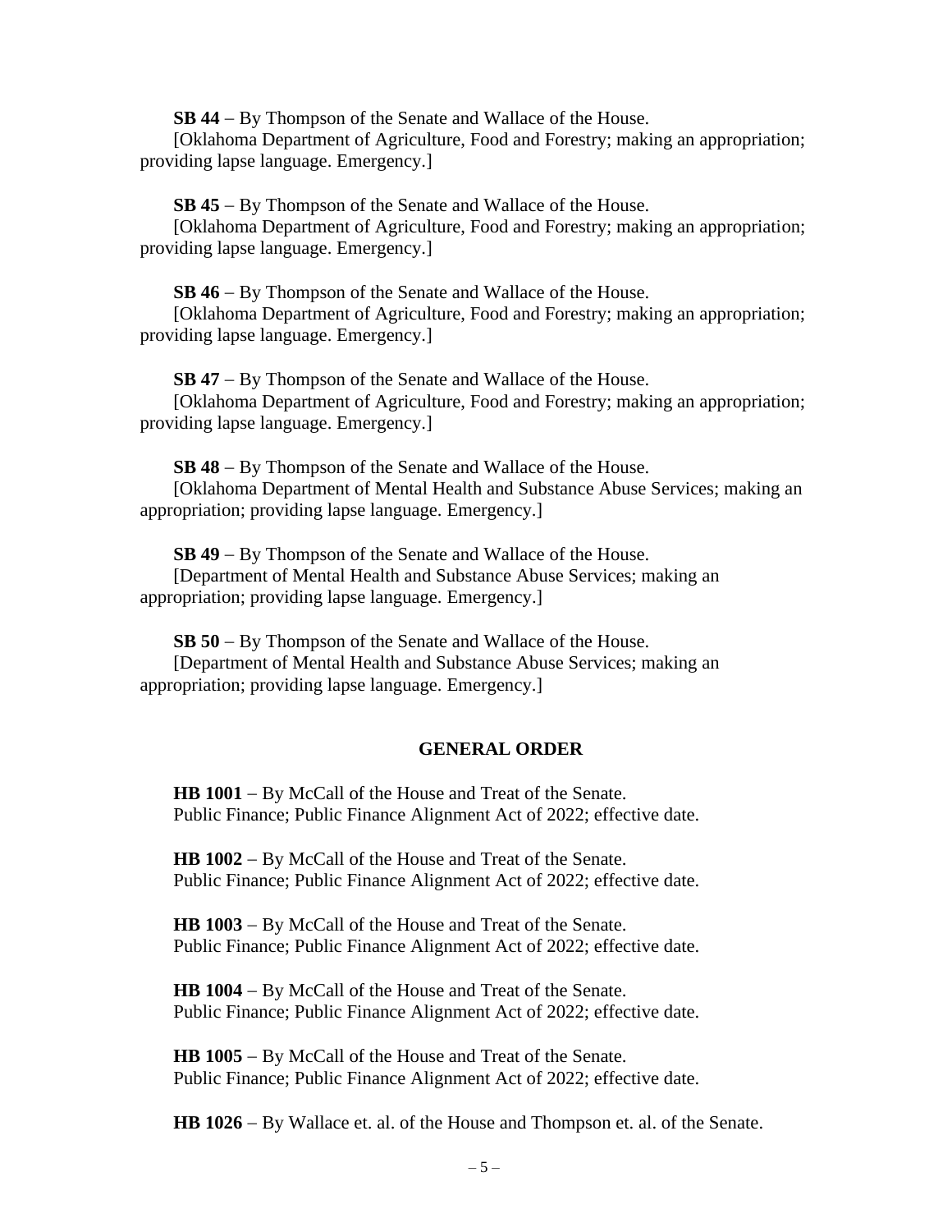**SB 44** – By Thompson of the Senate and Wallace of the House.
[Oklahoma Department of Agriculture, Food and Forestry; making an appropriation; providing lapse language. Emergency.]

**SB 45** – By Thompson of the Senate and Wallace of the House.
[Oklahoma Department of Agriculture, Food and Forestry; making an appropriation; providing lapse language. Emergency.]

**SB 46** – By Thompson of the Senate and Wallace of the House.
[Oklahoma Department of Agriculture, Food and Forestry; making an appropriation; providing lapse language. Emergency.]

**SB 47** – By Thompson of the Senate and Wallace of the House.
[Oklahoma Department of Agriculture, Food and Forestry; making an appropriation; providing lapse language. Emergency.]

**SB 48** – By Thompson of the Senate and Wallace of the House.
[Oklahoma Department of Mental Health and Substance Abuse Services; making an appropriation; providing lapse language. Emergency.]

**SB 49** – By Thompson of the Senate and Wallace of the House.
[Department of Mental Health and Substance Abuse Services; making an appropriation; providing lapse language. Emergency.]

**SB 50** – By Thompson of the Senate and Wallace of the House.
[Department of Mental Health and Substance Abuse Services; making an appropriation; providing lapse language. Emergency.]

## GENERAL ORDER

**HB 1001** – By McCall of the House and Treat of the Senate.
Public Finance; Public Finance Alignment Act of 2022; effective date.

**HB 1002** – By McCall of the House and Treat of the Senate.
Public Finance; Public Finance Alignment Act of 2022; effective date.

**HB 1003** – By McCall of the House and Treat of the Senate.
Public Finance; Public Finance Alignment Act of 2022; effective date.

**HB 1004** – By McCall of the House and Treat of the Senate.
Public Finance; Public Finance Alignment Act of 2022; effective date.

**HB 1005** – By McCall of the House and Treat of the Senate.
Public Finance; Public Finance Alignment Act of 2022; effective date.

**HB 1026** – By Wallace et. al. of the House and Thompson et. al. of the Senate.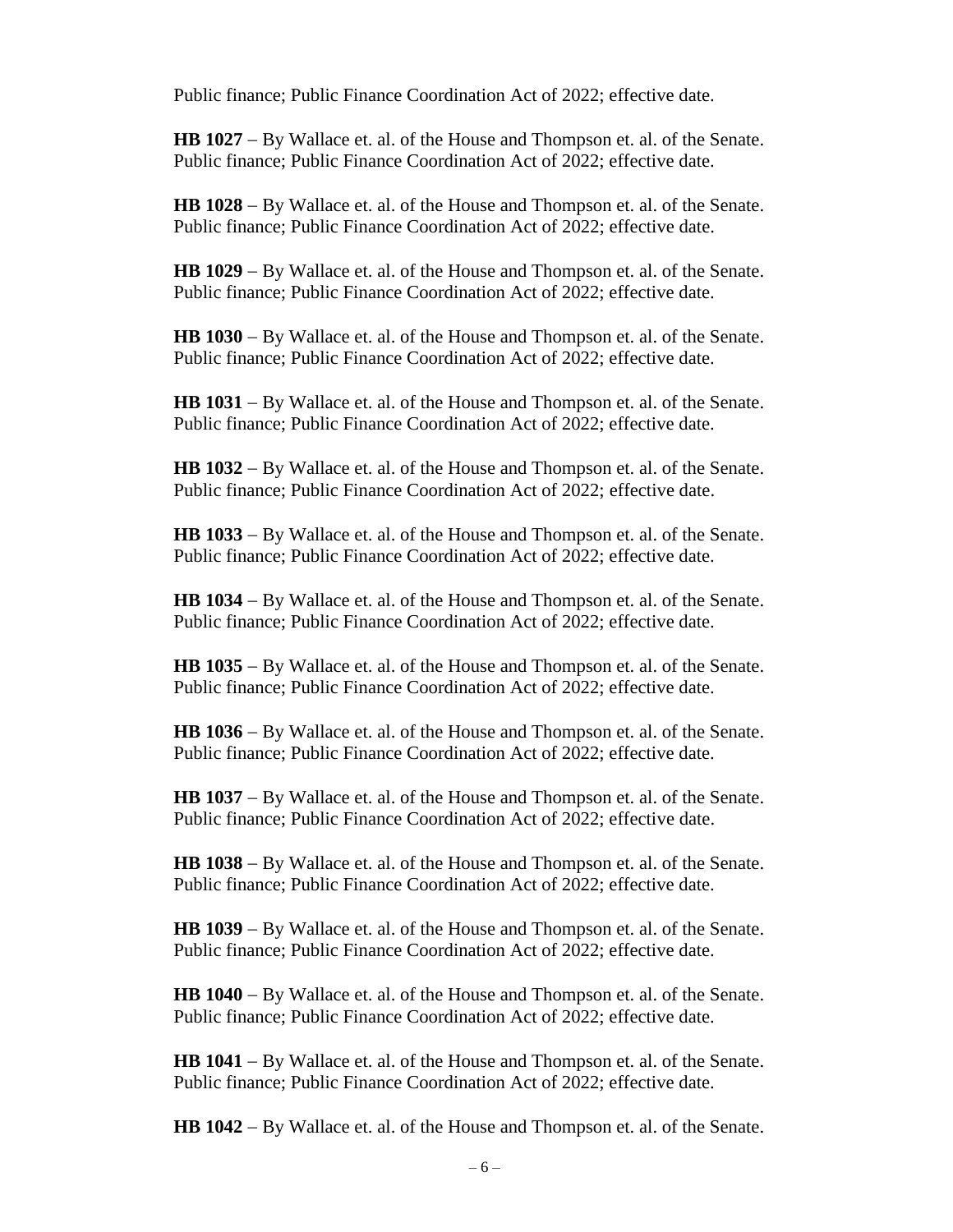Public finance; Public Finance Coordination Act of 2022; effective date.

**HB 1027** – By Wallace et. al. of the House and Thompson et. al. of the Senate. Public finance; Public Finance Coordination Act of 2022; effective date.

**HB 1028** – By Wallace et. al. of the House and Thompson et. al. of the Senate. Public finance; Public Finance Coordination Act of 2022; effective date.

**HB 1029** – By Wallace et. al. of the House and Thompson et. al. of the Senate. Public finance; Public Finance Coordination Act of 2022; effective date.

**HB 1030** – By Wallace et. al. of the House and Thompson et. al. of the Senate. Public finance; Public Finance Coordination Act of 2022; effective date.

**HB 1031** – By Wallace et. al. of the House and Thompson et. al. of the Senate. Public finance; Public Finance Coordination Act of 2022; effective date.

**HB 1032** – By Wallace et. al. of the House and Thompson et. al. of the Senate. Public finance; Public Finance Coordination Act of 2022; effective date.

**HB 1033** – By Wallace et. al. of the House and Thompson et. al. of the Senate. Public finance; Public Finance Coordination Act of 2022; effective date.

**HB 1034** – By Wallace et. al. of the House and Thompson et. al. of the Senate. Public finance; Public Finance Coordination Act of 2022; effective date.

**HB 1035** – By Wallace et. al. of the House and Thompson et. al. of the Senate. Public finance; Public Finance Coordination Act of 2022; effective date.

**HB 1036** – By Wallace et. al. of the House and Thompson et. al. of the Senate. Public finance; Public Finance Coordination Act of 2022; effective date.

**HB 1037** – By Wallace et. al. of the House and Thompson et. al. of the Senate. Public finance; Public Finance Coordination Act of 2022; effective date.

**HB 1038** – By Wallace et. al. of the House and Thompson et. al. of the Senate. Public finance; Public Finance Coordination Act of 2022; effective date.

**HB 1039** – By Wallace et. al. of the House and Thompson et. al. of the Senate. Public finance; Public Finance Coordination Act of 2022; effective date.

**HB 1040** – By Wallace et. al. of the House and Thompson et. al. of the Senate. Public finance; Public Finance Coordination Act of 2022; effective date.

**HB 1041** – By Wallace et. al. of the House and Thompson et. al. of the Senate. Public finance; Public Finance Coordination Act of 2022; effective date.

**HB 1042** – By Wallace et. al. of the House and Thompson et. al. of the Senate.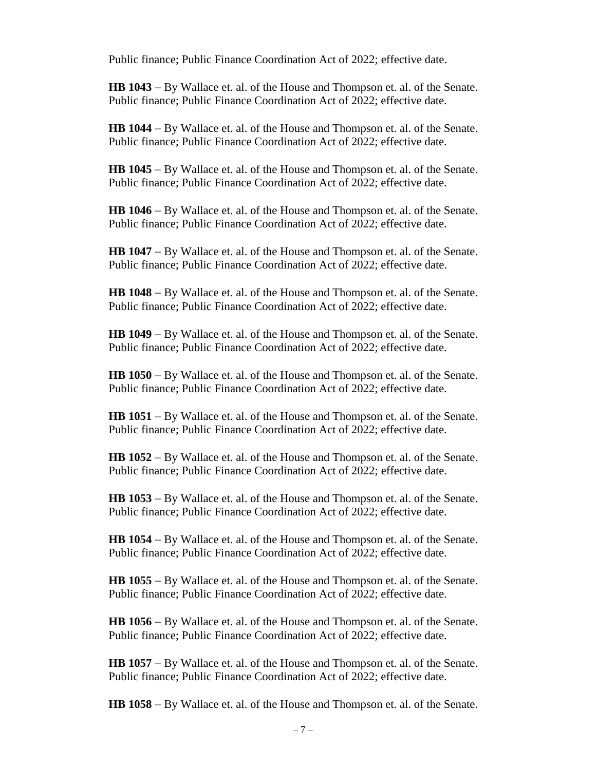Public finance; Public Finance Coordination Act of 2022; effective date.

**HB 1043** – By Wallace et. al. of the House and Thompson et. al. of the Senate.
Public finance; Public Finance Coordination Act of 2022; effective date.

**HB 1044** – By Wallace et. al. of the House and Thompson et. al. of the Senate.
Public finance; Public Finance Coordination Act of 2022; effective date.

**HB 1045** – By Wallace et. al. of the House and Thompson et. al. of the Senate.
Public finance; Public Finance Coordination Act of 2022; effective date.

**HB 1046** – By Wallace et. al. of the House and Thompson et. al. of the Senate.
Public finance; Public Finance Coordination Act of 2022; effective date.

**HB 1047** – By Wallace et. al. of the House and Thompson et. al. of the Senate.
Public finance; Public Finance Coordination Act of 2022; effective date.

**HB 1048** – By Wallace et. al. of the House and Thompson et. al. of the Senate.
Public finance; Public Finance Coordination Act of 2022; effective date.

**HB 1049** – By Wallace et. al. of the House and Thompson et. al. of the Senate.
Public finance; Public Finance Coordination Act of 2022; effective date.

**HB 1050** – By Wallace et. al. of the House and Thompson et. al. of the Senate.
Public finance; Public Finance Coordination Act of 2022; effective date.

**HB 1051** – By Wallace et. al. of the House and Thompson et. al. of the Senate.
Public finance; Public Finance Coordination Act of 2022; effective date.

**HB 1052** – By Wallace et. al. of the House and Thompson et. al. of the Senate.
Public finance; Public Finance Coordination Act of 2022; effective date.

**HB 1053** – By Wallace et. al. of the House and Thompson et. al. of the Senate.
Public finance; Public Finance Coordination Act of 2022; effective date.

**HB 1054** – By Wallace et. al. of the House and Thompson et. al. of the Senate.
Public finance; Public Finance Coordination Act of 2022; effective date.

**HB 1055** – By Wallace et. al. of the House and Thompson et. al. of the Senate.
Public finance; Public Finance Coordination Act of 2022; effective date.

**HB 1056** – By Wallace et. al. of the House and Thompson et. al. of the Senate.
Public finance; Public Finance Coordination Act of 2022; effective date.

**HB 1057** – By Wallace et. al. of the House and Thompson et. al. of the Senate.
Public finance; Public Finance Coordination Act of 2022; effective date.

**HB 1058** – By Wallace et. al. of the House and Thompson et. al. of the Senate.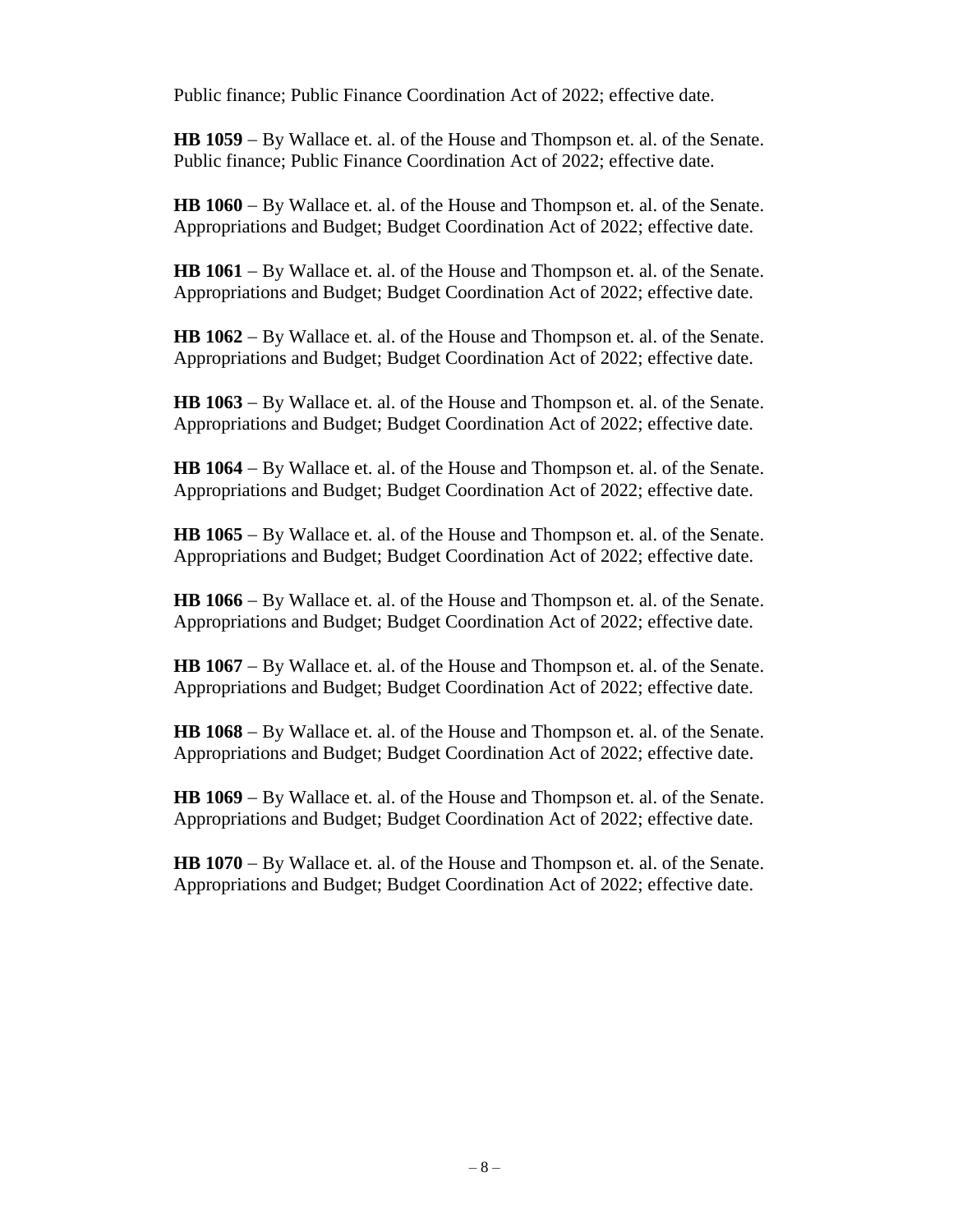Public finance; Public Finance Coordination Act of 2022; effective date.

**HB 1059** – By Wallace et. al. of the House and Thompson et. al. of the Senate.
Public finance; Public Finance Coordination Act of 2022; effective date.

**HB 1060** – By Wallace et. al. of the House and Thompson et. al. of the Senate.
Appropriations and Budget; Budget Coordination Act of 2022; effective date.

**HB 1061** – By Wallace et. al. of the House and Thompson et. al. of the Senate.
Appropriations and Budget; Budget Coordination Act of 2022; effective date.

**HB 1062** – By Wallace et. al. of the House and Thompson et. al. of the Senate.
Appropriations and Budget; Budget Coordination Act of 2022; effective date.

**HB 1063** – By Wallace et. al. of the House and Thompson et. al. of the Senate.
Appropriations and Budget; Budget Coordination Act of 2022; effective date.

**HB 1064** – By Wallace et. al. of the House and Thompson et. al. of the Senate.
Appropriations and Budget; Budget Coordination Act of 2022; effective date.

**HB 1065** – By Wallace et. al. of the House and Thompson et. al. of the Senate.
Appropriations and Budget; Budget Coordination Act of 2022; effective date.

**HB 1066** – By Wallace et. al. of the House and Thompson et. al. of the Senate.
Appropriations and Budget; Budget Coordination Act of 2022; effective date.

**HB 1067** – By Wallace et. al. of the House and Thompson et. al. of the Senate.
Appropriations and Budget; Budget Coordination Act of 2022; effective date.

**HB 1068** – By Wallace et. al. of the House and Thompson et. al. of the Senate.
Appropriations and Budget; Budget Coordination Act of 2022; effective date.

**HB 1069** – By Wallace et. al. of the House and Thompson et. al. of the Senate.
Appropriations and Budget; Budget Coordination Act of 2022; effective date.

**HB 1070** – By Wallace et. al. of the House and Thompson et. al. of the Senate.
Appropriations and Budget; Budget Coordination Act of 2022; effective date.